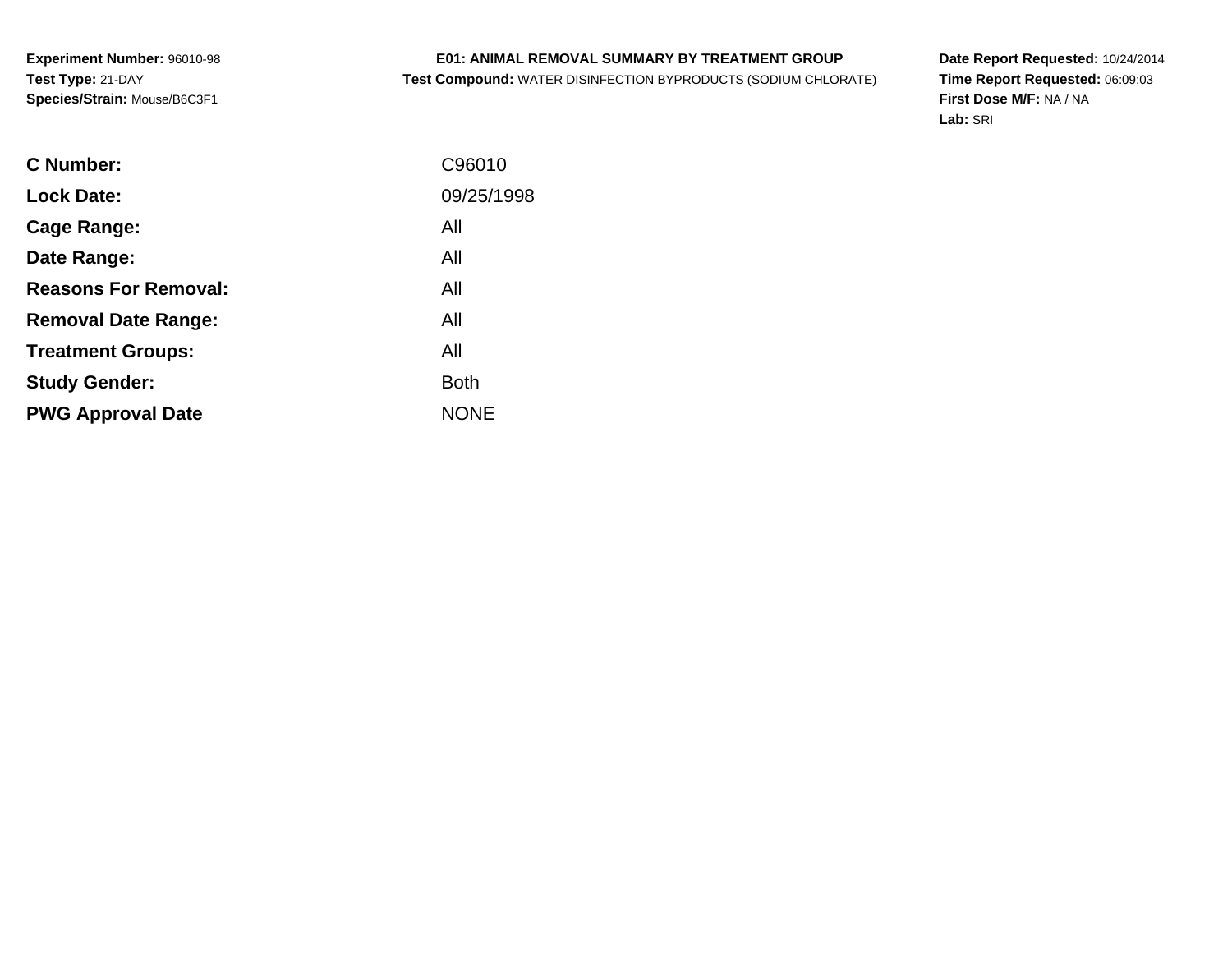**Experiment Number:** 96010-98
**Test Type:** 21-DAY
**Species/Strain:** Mouse/B6C3F1

**E01: ANIMAL REMOVAL SUMMARY BY TREATMENT GROUP**
**Test Compound:** WATER DISINFECTION BYPRODUCTS (SODIUM CHLORATE)

**Date Report Requested:** 10/24/2014
**Time Report Requested:** 06:09:03
**First Dose M/F:** NA / NA
**Lab:** SRI

| | |
|---|---|
| **C Number:** | C96010 |
| **Lock Date:** | 09/25/1998 |
| **Cage Range:** | All |
| **Date Range:** | All |
| **Reasons For Removal:** | All |
| **Removal Date Range:** | All |
| **Treatment Groups:** | All |
| **Study Gender:** | Both |
| **PWG Approval Date** | NONE |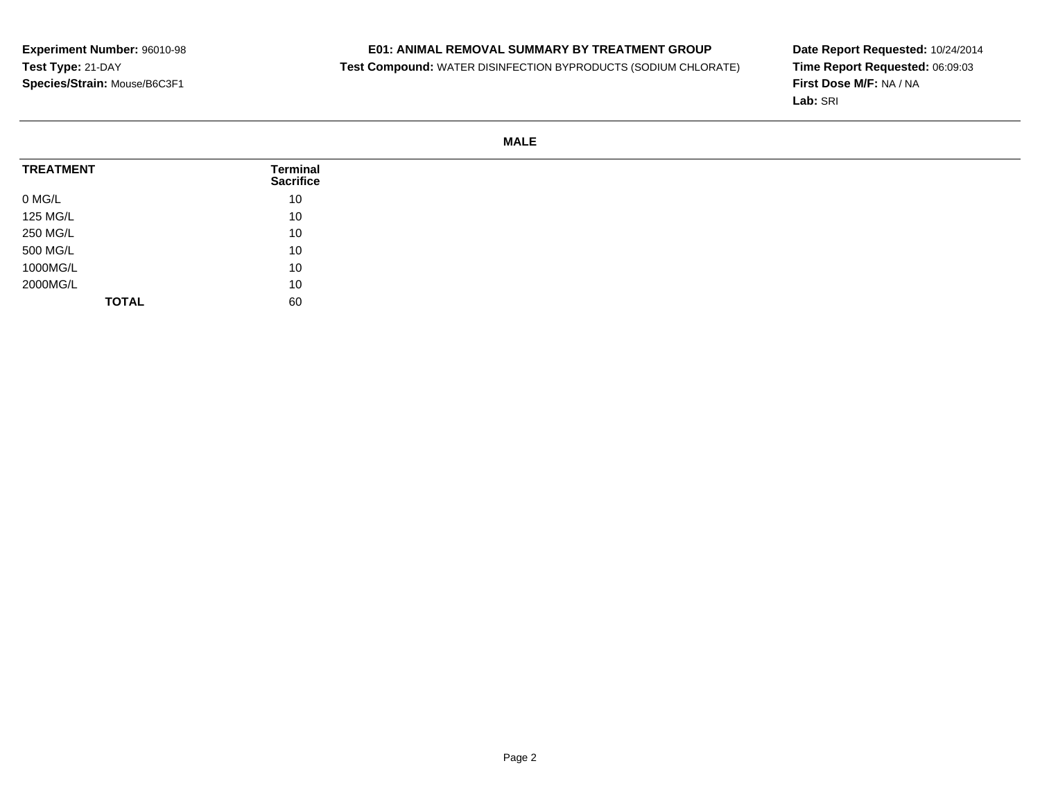**Experiment Number:** 96010-98
**Test Type:** 21-DAY
**Species/Strain:** Mouse/B6C3F1

**E01: ANIMAL REMOVAL SUMMARY BY TREATMENT GROUP**
**Test Compound:** WATER DISINFECTION BYPRODUCTS (SODIUM CHLORATE)

**Date Report Requested:** 10/24/2014
**Time Report Requested:** 06:09:03
**First Dose M/F:** NA / NA
**Lab:** SRI

**MALE**

| TREATMENT | Terminal Sacrifice |
|---|---|
| 0 MG/L | 10 |
| 125 MG/L | 10 |
| 250 MG/L | 10 |
| 500 MG/L | 10 |
| 1000MG/L | 10 |
| 2000MG/L | 10 |
| **TOTAL** | 60 |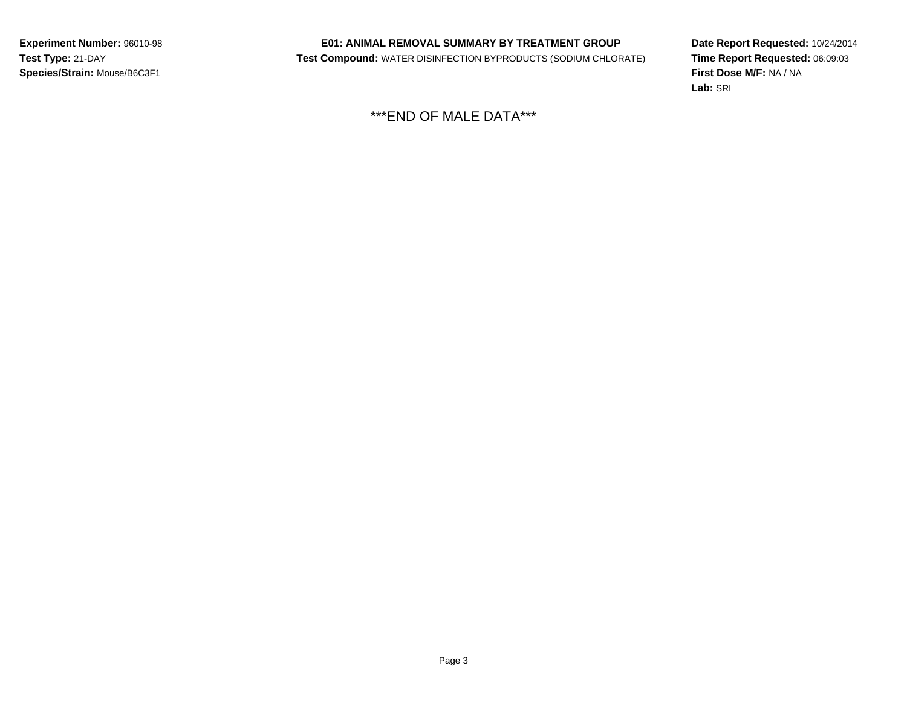**Experiment Number:** 96010-98
**Test Type:** 21-DAY
**Species/Strain:** Mouse/B6C3F1

**E01: ANIMAL REMOVAL SUMMARY BY TREATMENT GROUP**
**Test Compound:** WATER DISINFECTION BYPRODUCTS (SODIUM CHLORATE)

**Date Report Requested:** 10/24/2014
**Time Report Requested:** 06:09:03
**First Dose M/F:** NA / NA
**Lab:** SRI

***END OF MALE DATA***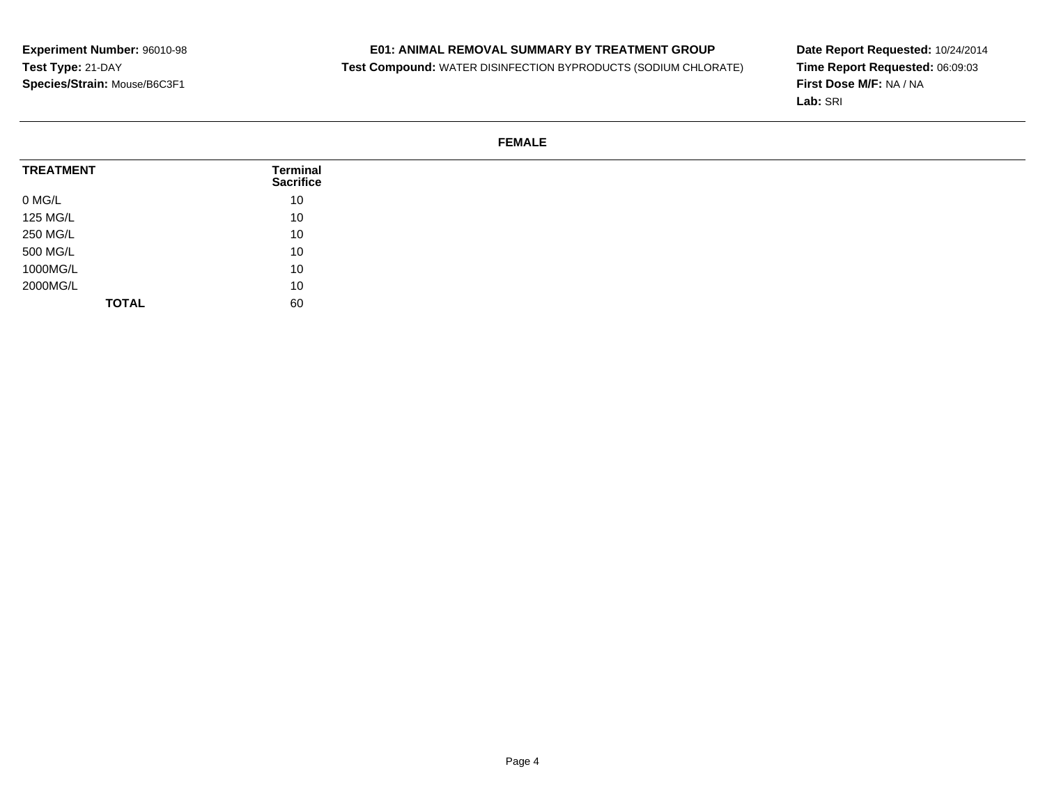**Experiment Number:** 96010-98
**Test Type:** 21-DAY
**Species/Strain:** Mouse/B6C3F1

**E01: ANIMAL REMOVAL SUMMARY BY TREATMENT GROUP**
**Test Compound:** WATER DISINFECTION BYPRODUCTS (SODIUM CHLORATE)

**Date Report Requested:** 10/24/2014
**Time Report Requested:** 06:09:03
**First Dose M/F:** NA / NA
**Lab:** SRI

## FEMALE

| TREATMENT | Terminal Sacrifice |
|---|---|
| 0 MG/L | 10 |
| 125 MG/L | 10 |
| 250 MG/L | 10 |
| 500 MG/L | 10 |
| 1000MG/L | 10 |
| 2000MG/L | 10 |
| **TOTAL** | 60 |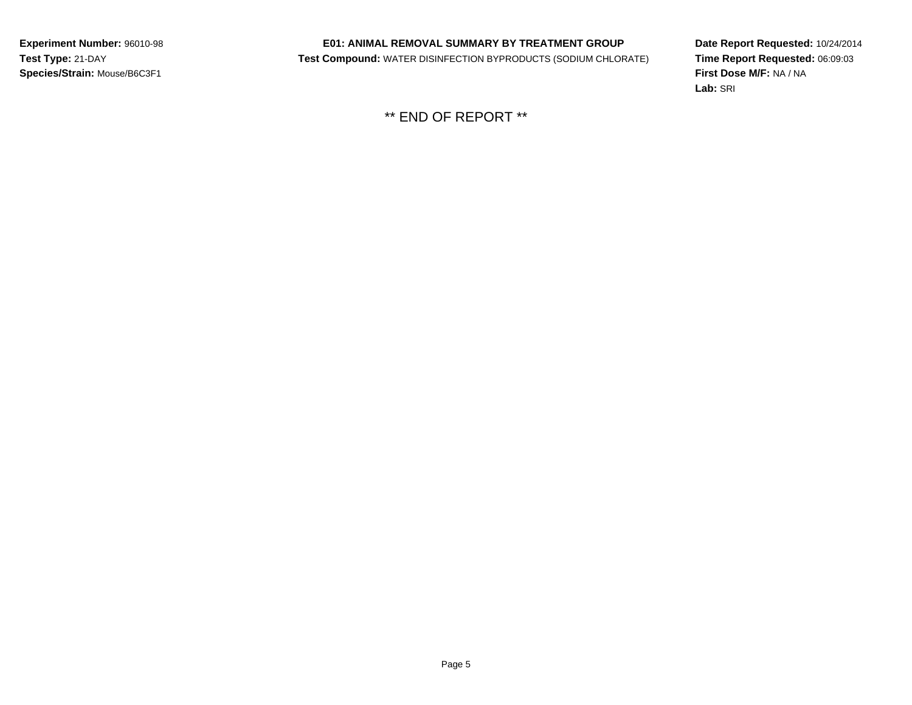**Experiment Number:** 96010-98
**Test Type:** 21-DAY
**Species/Strain:** Mouse/B6C3F1

**E01: ANIMAL REMOVAL SUMMARY BY TREATMENT GROUP**
**Test Compound:** WATER DISINFECTION BYPRODUCTS (SODIUM CHLORATE)

**Date Report Requested:** 10/24/2014
**Time Report Requested:** 06:09:03
**First Dose M/F:** NA / NA
**Lab:** SRI

** END OF REPORT **